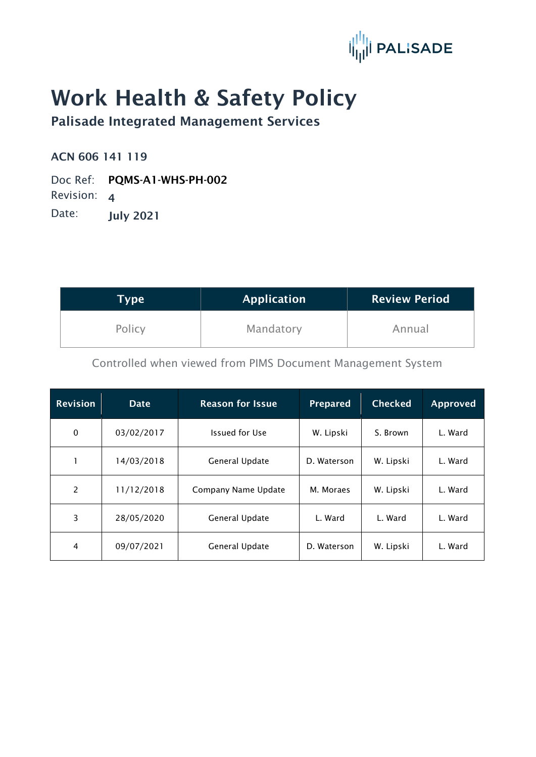PALISADE

# Work Health & Safety Policy

## Palisade Integrated Management Services

**ACN 606 141 119**

Doc Ref: **PQMS-A1-WHS-PH-002**

Revision: **4**

Date: **July 2021**

| Type | Application | Review Period |
|---|---|---|
| Policy | Mandatory | Annual |

Controlled when viewed from PIMS Document Management System

| Revision | Date | Reason for Issue | Prepared | Checked | Approved |
|---|---|---|---|---|---|
| 0 | 03/02/2017 | Issued for Use | W. Lipski | S. Brown | L. Ward |
| 1 | 14/03/2018 | General Update | D. Waterson | W. Lipski | L. Ward |
| 2 | 11/12/2018 | Company Name Update | M. Moraes | W. Lipski | L. Ward |
| 3 | 28/05/2020 | General Update | L. Ward | L. Ward | L. Ward |
| 4 | 09/07/2021 | General Update | D. Waterson | W. Lipski | L. Ward |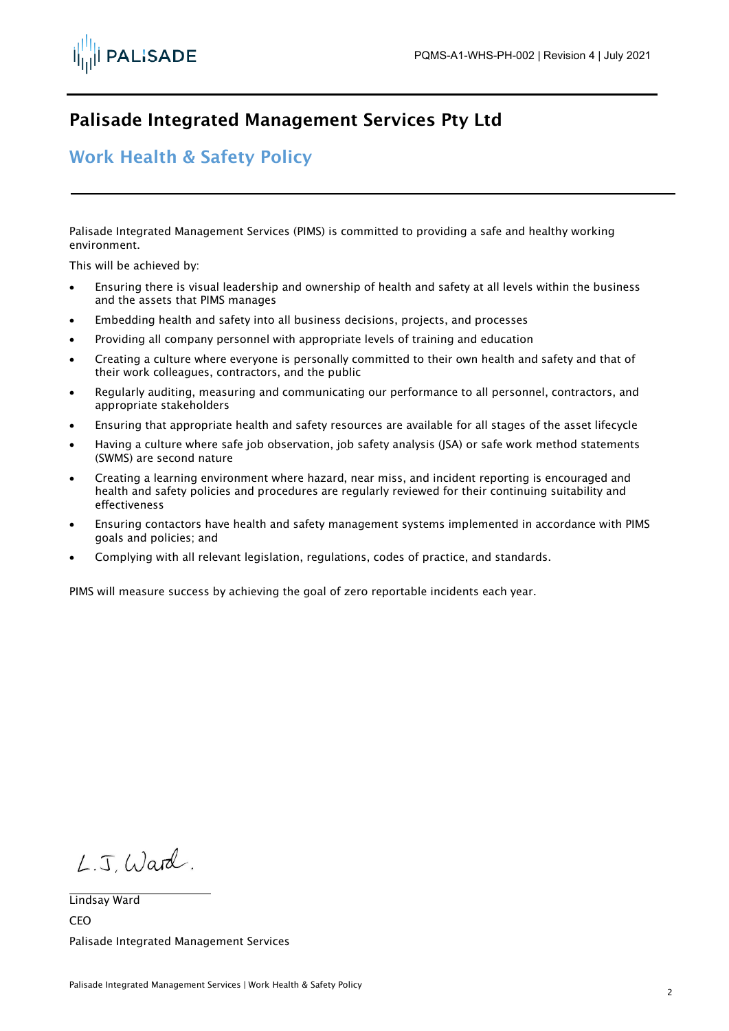# Palisade Integrated Management Services Pty Ltd

## Work Health & Safety Policy

Palisade Integrated Management Services (PIMS) is committed to providing a safe and healthy working environment.

This will be achieved by:

- Ensuring there is visual leadership and ownership of health and safety at all levels within the business and the assets that PIMS manages
- Embedding health and safety into all business decisions, projects, and processes
- Providing all company personnel with appropriate levels of training and education
- Creating a culture where everyone is personally committed to their own health and safety and that of their work colleagues, contractors, and the public
- Regularly auditing, measuring and communicating our performance to all personnel, contractors, and appropriate stakeholders
- Ensuring that appropriate health and safety resources are available for all stages of the asset lifecycle
- Having a culture where safe job observation, job safety analysis (JSA) or safe work method statements (SWMS) are second nature
- Creating a learning environment where hazard, near miss, and incident reporting is encouraged and health and safety policies and procedures are regularly reviewed for their continuing suitability and effectiveness
- Ensuring contactors have health and safety management systems implemented in accordance with PIMS goals and policies; and
- Complying with all relevant legislation, regulations, codes of practice, and standards.

PIMS will measure success by achieving the goal of zero reportable incidents each year.

L.J. Ward.

Lindsay Ward

CEO

Palisade Integrated Management Services